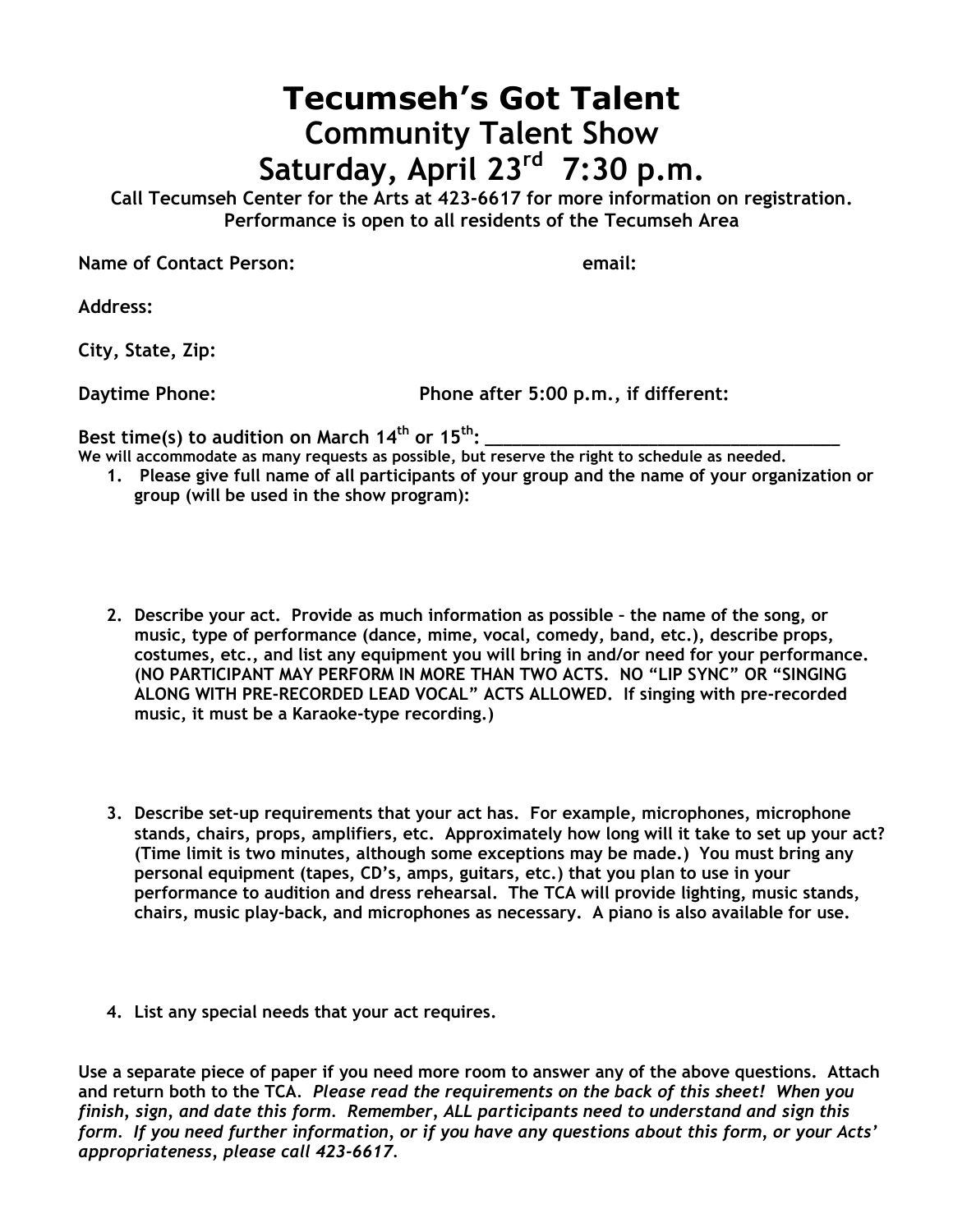# Tecumseh's Got Talent

## Community Talent Show

## Saturday, April 23rd 7:30 p.m.

**Call Tecumseh Center for the Arts at 423-6617 for more information on registration.**
**Performance is open to all residents of the Tecumseh Area**

**Name of Contact Person:** **email:**

**Address:**

**City, State, Zip:**

**Daytime Phone:** **Phone after 5:00 p.m., if different:**

**Best time(s) to audition on March 14th or 15th: ___________________________________**

**We will accommodate as many requests as possible, but reserve the right to schedule as needed.**

1. **Please give full name of all participants of your group and the name of your organization or group (will be used in the show program):**

2. **Describe your act. Provide as much information as possible – the name of the song, or music, type of performance (dance, mime, vocal, comedy, band, etc.), describe props, costumes, etc., and list any equipment you will bring in and/or need for your performance. (NO PARTICIPANT MAY PERFORM IN MORE THAN TWO ACTS. NO "LIP SYNC" OR "SINGING ALONG WITH PRE-RECORDED LEAD VOCAL" ACTS ALLOWED. If singing with pre-recorded music, it must be a Karaoke-type recording.)**

3. **Describe set-up requirements that your act has. For example, microphones, microphone stands, chairs, props, amplifiers, etc. Approximately how long will it take to set up your act? (Time limit is two minutes, although some exceptions may be made.) You must bring any personal equipment (tapes, CD's, amps, guitars, etc.) that you plan to use in your performance to audition and dress rehearsal. The TCA will provide lighting, music stands, chairs, music play-back, and microphones as necessary. A piano is also available for use.**

4. **List any special needs that your act requires.**

**Use a separate piece of paper if you need more room to answer any of the above questions. Attach and return both to the TCA.** ***Please read the requirements on the back of this sheet! When you finish, sign, and date this form. Remember, ALL participants need to understand and sign this form. If you need further information, or if you have any questions about this form, or your Acts' appropriateness, please call 423-6617.***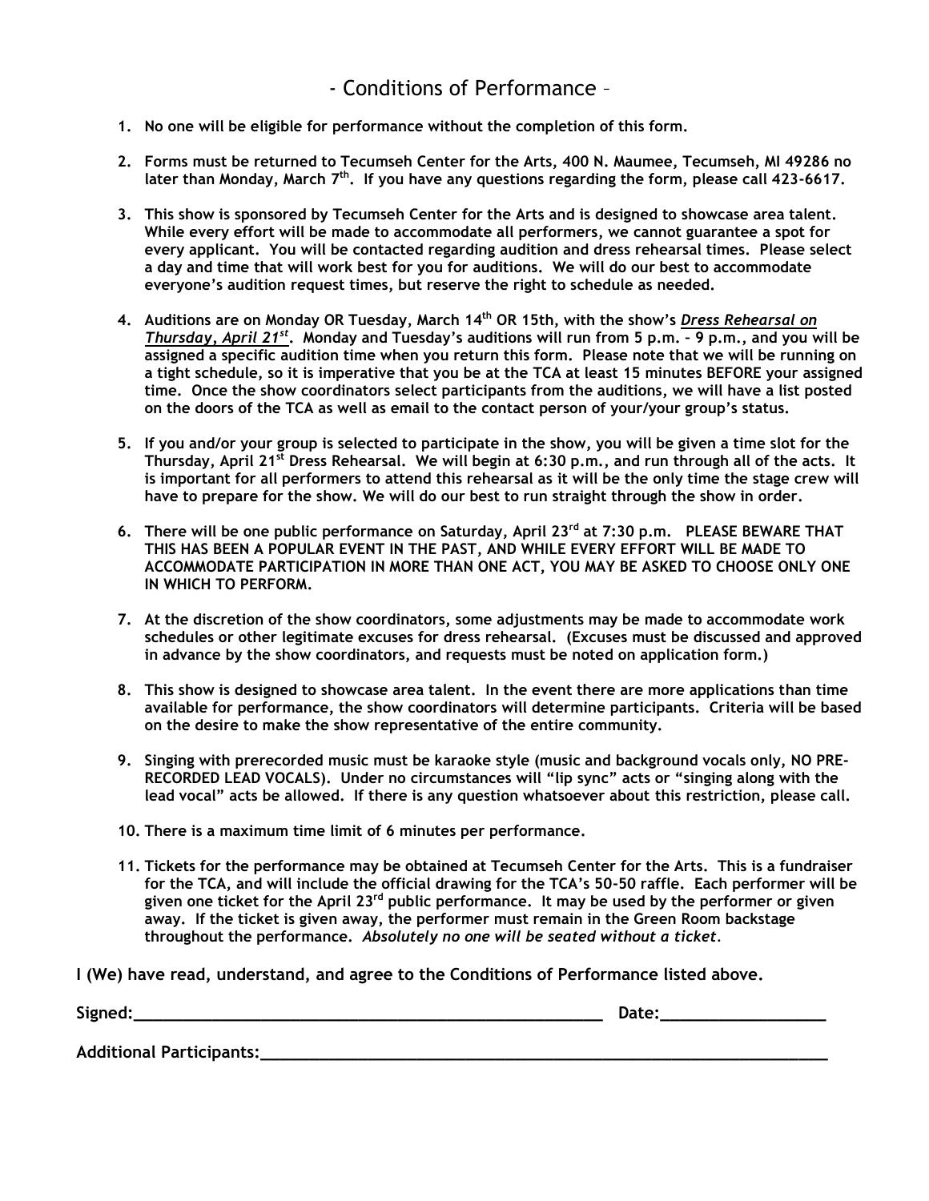## - Conditions of Performance –

1. **No one will be eligible for performance without the completion of this form.**
2. **Forms must be returned to Tecumseh Center for the Arts, 400 N. Maumee, Tecumseh, MI 49286 no later than Monday, March 7th. If you have any questions regarding the form, please call 423-6617.**
3. **This show is sponsored by Tecumseh Center for the Arts and is designed to showcase area talent. While every effort will be made to accommodate all performers, we cannot guarantee a spot for every applicant. You will be contacted regarding audition and dress rehearsal times. Please select a day and time that will work best for you for auditions. We will do our best to accommodate everyone's audition request times, but reserve the right to schedule as needed.**
4. **Auditions are on Monday OR Tuesday, March 14th OR 15th, with the show's *Dress Rehearsal on Thursday, April 21st*. Monday and Tuesday's auditions will run from 5 p.m. – 9 p.m., and you will be assigned a specific audition time when you return this form. Please note that we will be running on a tight schedule, so it is imperative that you be at the TCA at least 15 minutes BEFORE your assigned time. Once the show coordinators select participants from the auditions, we will have a list posted on the doors of the TCA as well as email to the contact person of your/your group's status.**
5. **If you and/or your group is selected to participate in the show, you will be given a time slot for the Thursday, April 21st Dress Rehearsal. We will begin at 6:30 p.m., and run through all of the acts. It is important for all performers to attend this rehearsal as it will be the only time the stage crew will have to prepare for the show. We will do our best to run straight through the show in order.**
6. **There will be one public performance on Saturday, April 23rd at 7:30 p.m. PLEASE BEWARE THAT THIS HAS BEEN A POPULAR EVENT IN THE PAST, AND WHILE EVERY EFFORT WILL BE MADE TO ACCOMMODATE PARTICIPATION IN MORE THAN ONE ACT, YOU MAY BE ASKED TO CHOOSE ONLY ONE IN WHICH TO PERFORM.**
7. **At the discretion of the show coordinators, some adjustments may be made to accommodate work schedules or other legitimate excuses for dress rehearsal. (Excuses must be discussed and approved in advance by the show coordinators, and requests must be noted on application form.)**
8. **This show is designed to showcase area talent. In the event there are more applications than time available for performance, the show coordinators will determine participants. Criteria will be based on the desire to make the show representative of the entire community.**
9. **Singing with prerecorded music must be karaoke style (music and background vocals only, NO PRE-RECORDED LEAD VOCALS). Under no circumstances will "lip sync" acts or "singing along with the lead vocal" acts be allowed. If there is any question whatsoever about this restriction, please call.**
10. **There is a maximum time limit of 6 minutes per performance.**
11. **Tickets for the performance may be obtained at Tecumseh Center for the Arts. This is a fundraiser for the TCA, and will include the official drawing for the TCA's 50-50 raffle. Each performer will be given one ticket for the April 23rd public performance. It may be used by the performer or given away. If the ticket is given away, the performer must remain in the Green Room backstage throughout the performance. *Absolutely no one will be seated without a ticket.***

**I (We) have read, understand, and agree to the Conditions of Performance listed above.**

**Signed:**_______________________________________________ **Date:**_______________

**Additional Participants:**_____________________________________________________